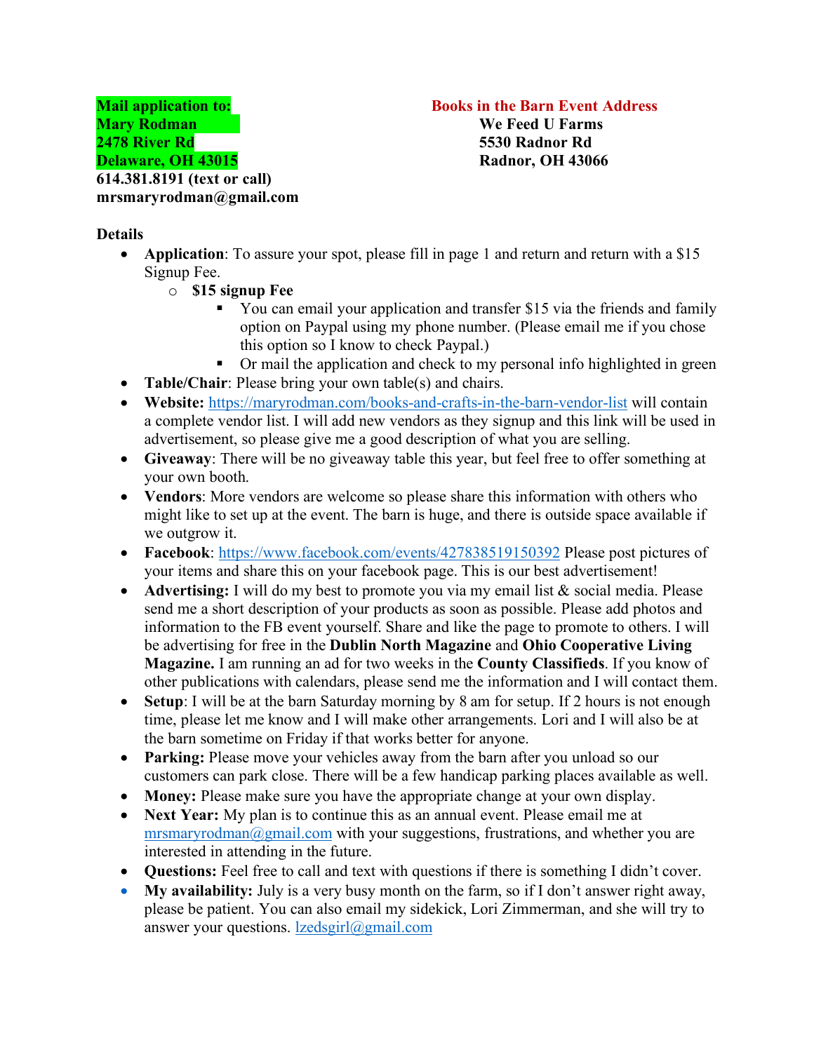**Mail application to:**
**Mary Rodman**
**2478 River Rd**
**Delaware, OH 43015**
**614.381.8191 (text or call)**
**mrsmaryrodman@gmail.com**

**Books in the Barn Event Address**
**We Feed U Farms**
**5530 Radnor Rd**
**Radnor, OH 43066**

**Details**

- **Application**: To assure your spot, please fill in page 1 and return and return with a $15 Signup Fee.
  - **$15 signup Fee**
    - You can email your application and transfer $15 via the friends and family option on Paypal using my phone number. (Please email me if you chose this option so I know to check Paypal.)
    - Or mail the application and check to my personal info highlighted in green
- **Table/Chair**: Please bring your own table(s) and chairs.
- **Website:** https://maryrodman.com/books-and-crafts-in-the-barn-vendor-list will contain a complete vendor list. I will add new vendors as they signup and this link will be used in advertisement, so please give me a good description of what you are selling.
- **Giveaway**: There will be no giveaway table this year, but feel free to offer something at your own booth.
- **Vendors**: More vendors are welcome so please share this information with others who might like to set up at the event. The barn is huge, and there is outside space available if we outgrow it.
- **Facebook**: https://www.facebook.com/events/427838519150392 Please post pictures of your items and share this on your facebook page. This is our best advertisement!
- **Advertising:** I will do my best to promote you via my email list & social media. Please send me a short description of your products as soon as possible. Please add photos and information to the FB event yourself. Share and like the page to promote to others. I will be advertising for free in the **Dublin North Magazine** and **Ohio Cooperative Living Magazine.** I am running an ad for two weeks in the **County Classifieds**. If you know of other publications with calendars, please send me the information and I will contact them.
- **Setup**: I will be at the barn Saturday morning by 8 am for setup. If 2 hours is not enough time, please let me know and I will make other arrangements. Lori and I will also be at the barn sometime on Friday if that works better for anyone.
- **Parking:** Please move your vehicles away from the barn after you unload so our customers can park close. There will be a few handicap parking places available as well.
- **Money:** Please make sure you have the appropriate change at your own display.
- **Next Year:** My plan is to continue this as an annual event. Please email me at mrsmaryrodman@gmail.com with your suggestions, frustrations, and whether you are interested in attending in the future.
- **Questions:** Feel free to call and text with questions if there is something I didn't cover.
- **My availability:** July is a very busy month on the farm, so if I don't answer right away, please be patient. You can also email my sidekick, Lori Zimmerman, and she will try to answer your questions. lzedsgirl@gmail.com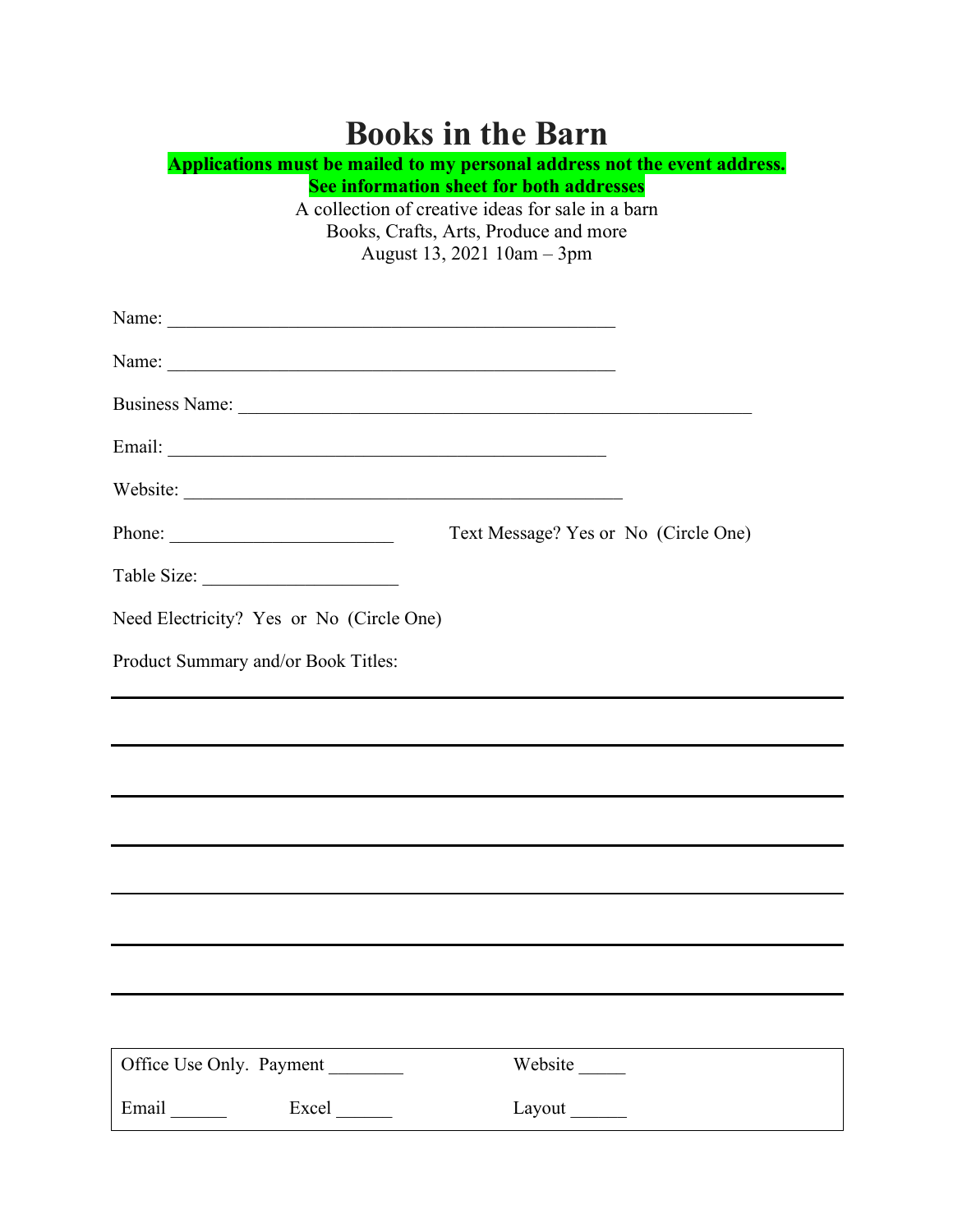# Books in the Barn

**Applications must be mailed to my personal address not the event address.**
**See information sheet for both addresses**

A collection of creative ideas for sale in a barn
Books, Crafts, Arts, Produce and more
August 13, 2021 10am – 3pm

Name: ________________________________________________

Name: ________________________________________________

Business Name: _______________________________________________________

Email: _______________________________________________

Website: ______________________________________________

Phone: ______________________ Text Message? Yes or No (Circle One)

Table Size: ___________________

Need Electricity? Yes or No (Circle One)

Product Summary and/or Book Titles:

_______________________________________________________________________________

_______________________________________________________________________________

_______________________________________________________________________________

_______________________________________________________________________________

_______________________________________________________________________________

_______________________________________________________________________________

_______________________________________________________________________________

Office Use Only. Payment ________ Website _____

Email ______ Excel ______ Layout ______